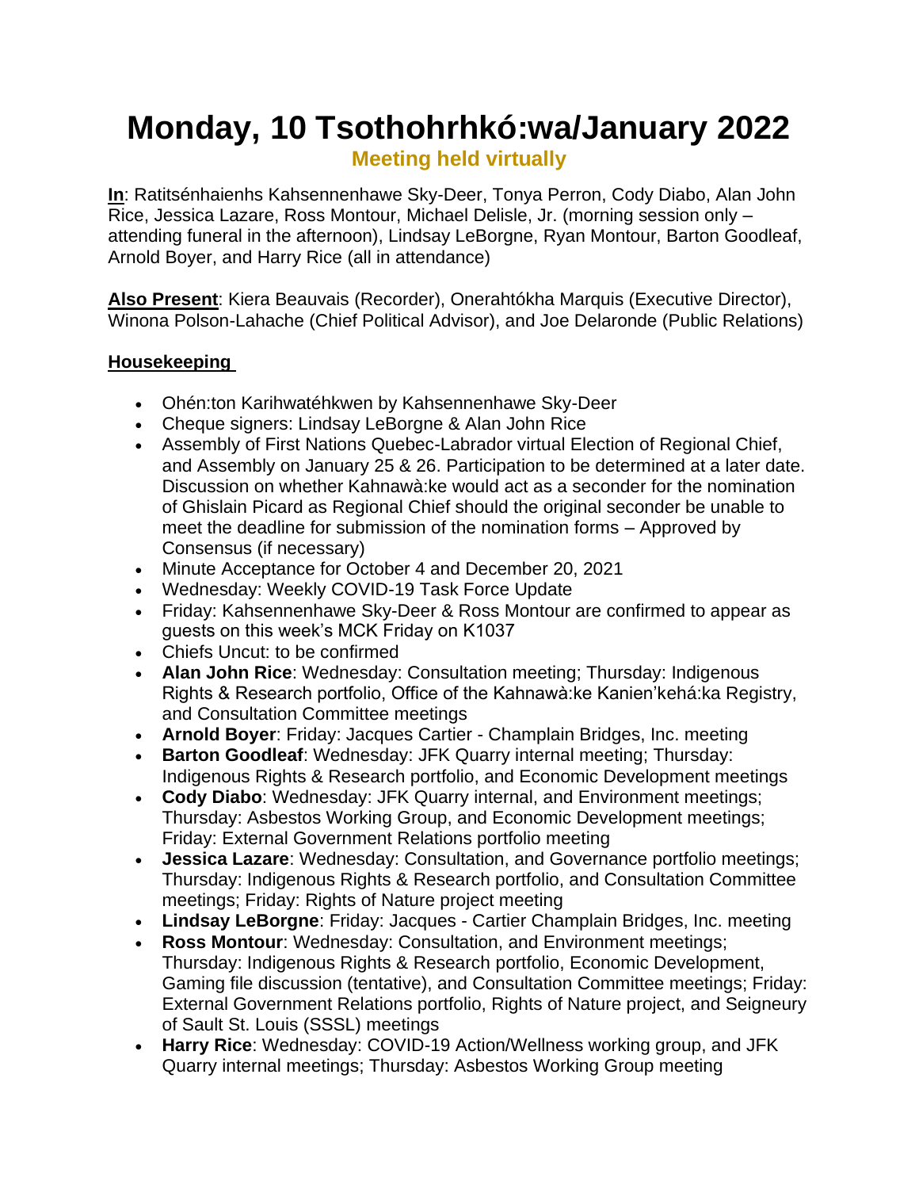# Monday, 10 Tsothohrhkó:wa/January 2022

**Meeting held virtually**

**In**: Ratitsénhaienhs Kahsennenhawe Sky-Deer, Tonya Perron, Cody Diabo, Alan John Rice, Jessica Lazare, Ross Montour, Michael Delisle, Jr. (morning session only – attending funeral in the afternoon), Lindsay LeBorgne, Ryan Montour, Barton Goodleaf, Arnold Boyer, and Harry Rice (all in attendance)

**Also Present**: Kiera Beauvais (Recorder), Onerahtókha Marquis (Executive Director), Winona Polson-Lahache (Chief Political Advisor), and Joe Delaronde (Public Relations)

## Housekeeping

- Ohén:ton Karihwatéhkwen by Kahsennenhawe Sky-Deer
- Cheque signers: Lindsay LeBorgne & Alan John Rice
- Assembly of First Nations Quebec-Labrador virtual Election of Regional Chief, and Assembly on January 25 & 26. Participation to be determined at a later date. Discussion on whether Kahnawà:ke would act as a seconder for the nomination of Ghislain Picard as Regional Chief should the original seconder be unable to meet the deadline for submission of the nomination forms – Approved by Consensus (if necessary)
- Minute Acceptance for October 4 and December 20, 2021
- Wednesday: Weekly COVID-19 Task Force Update
- Friday: Kahsennenhawe Sky-Deer & Ross Montour are confirmed to appear as guests on this week's MCK Friday on K1037
- Chiefs Uncut: to be confirmed
- **Alan John Rice**: Wednesday: Consultation meeting; Thursday: Indigenous Rights & Research portfolio, Office of the Kahnawà:ke Kanien'kehá:ka Registry, and Consultation Committee meetings
- **Arnold Boyer**: Friday: Jacques Cartier - Champlain Bridges, Inc. meeting
- **Barton Goodleaf**: Wednesday: JFK Quarry internal meeting; Thursday: Indigenous Rights & Research portfolio, and Economic Development meetings
- **Cody Diabo**: Wednesday: JFK Quarry internal, and Environment meetings; Thursday: Asbestos Working Group, and Economic Development meetings; Friday: External Government Relations portfolio meeting
- **Jessica Lazare**: Wednesday: Consultation, and Governance portfolio meetings; Thursday: Indigenous Rights & Research portfolio, and Consultation Committee meetings; Friday: Rights of Nature project meeting
- **Lindsay LeBorgne**: Friday: Jacques - Cartier Champlain Bridges, Inc. meeting
- **Ross Montour**: Wednesday: Consultation, and Environment meetings; Thursday: Indigenous Rights & Research portfolio, Economic Development, Gaming file discussion (tentative), and Consultation Committee meetings; Friday: External Government Relations portfolio, Rights of Nature project, and Seigneury of Sault St. Louis (SSSL) meetings
- **Harry Rice**: Wednesday: COVID-19 Action/Wellness working group, and JFK Quarry internal meetings; Thursday: Asbestos Working Group meeting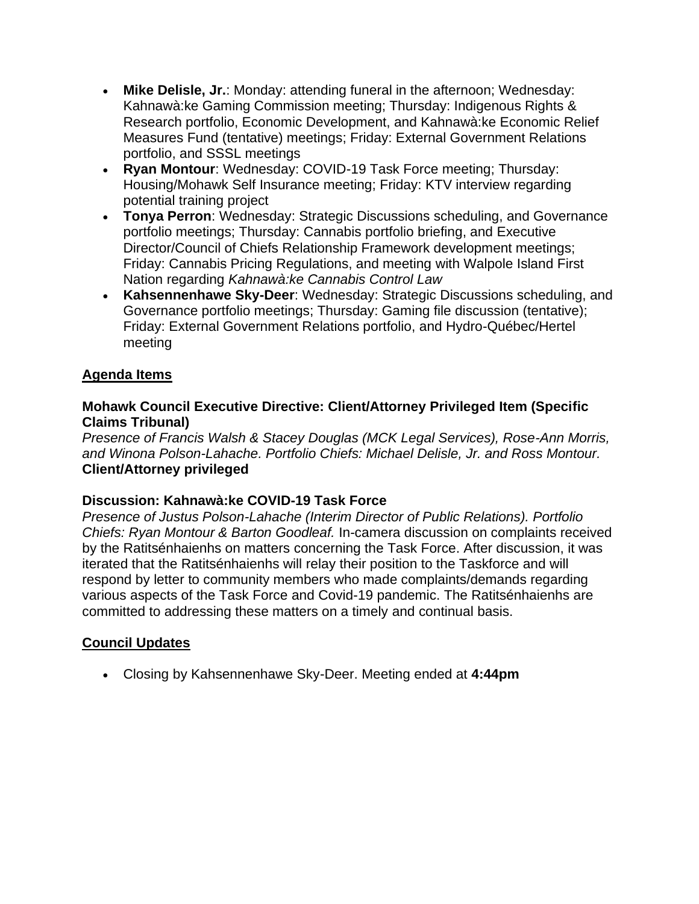- **Mike Delisle, Jr.**: Monday: attending funeral in the afternoon; Wednesday: Kahnawà:ke Gaming Commission meeting; Thursday: Indigenous Rights & Research portfolio, Economic Development, and Kahnawà:ke Economic Relief Measures Fund (tentative) meetings; Friday: External Government Relations portfolio, and SSSL meetings
- **Ryan Montour**: Wednesday: COVID-19 Task Force meeting; Thursday: Housing/Mohawk Self Insurance meeting; Friday: KTV interview regarding potential training project
- **Tonya Perron**: Wednesday: Strategic Discussions scheduling, and Governance portfolio meetings; Thursday: Cannabis portfolio briefing, and Executive Director/Council of Chiefs Relationship Framework development meetings; Friday: Cannabis Pricing Regulations, and meeting with Walpole Island First Nation regarding *Kahnawà:ke Cannabis Control Law*
- **Kahsennenhawe Sky-Deer**: Wednesday: Strategic Discussions scheduling, and Governance portfolio meetings; Thursday: Gaming file discussion (tentative); Friday: External Government Relations portfolio, and Hydro-Québec/Hertel meeting

## Agenda Items

### Mohawk Council Executive Directive: Client/Attorney Privileged Item (Specific Claims Tribunal)

*Presence of Francis Walsh & Stacey Douglas (MCK Legal Services), Rose-Ann Morris, and Winona Polson-Lahache. Portfolio Chiefs: Michael Delisle, Jr. and Ross Montour.*
**Client/Attorney privileged**

### Discussion: Kahnawà:ke COVID-19 Task Force

*Presence of Justus Polson-Lahache (Interim Director of Public Relations). Portfolio Chiefs: Ryan Montour & Barton Goodleaf.* In-camera discussion on complaints received by the Ratitsénhaienhs on matters concerning the Task Force. After discussion, it was iterated that the Ratitsénhaienhs will relay their position to the Taskforce and will respond by letter to community members who made complaints/demands regarding various aspects of the Task Force and Covid-19 pandemic. The Ratitsénhaienhs are committed to addressing these matters on a timely and continual basis.

## Council Updates

- Closing by Kahsennenhawe Sky-Deer. Meeting ended at **4:44pm**